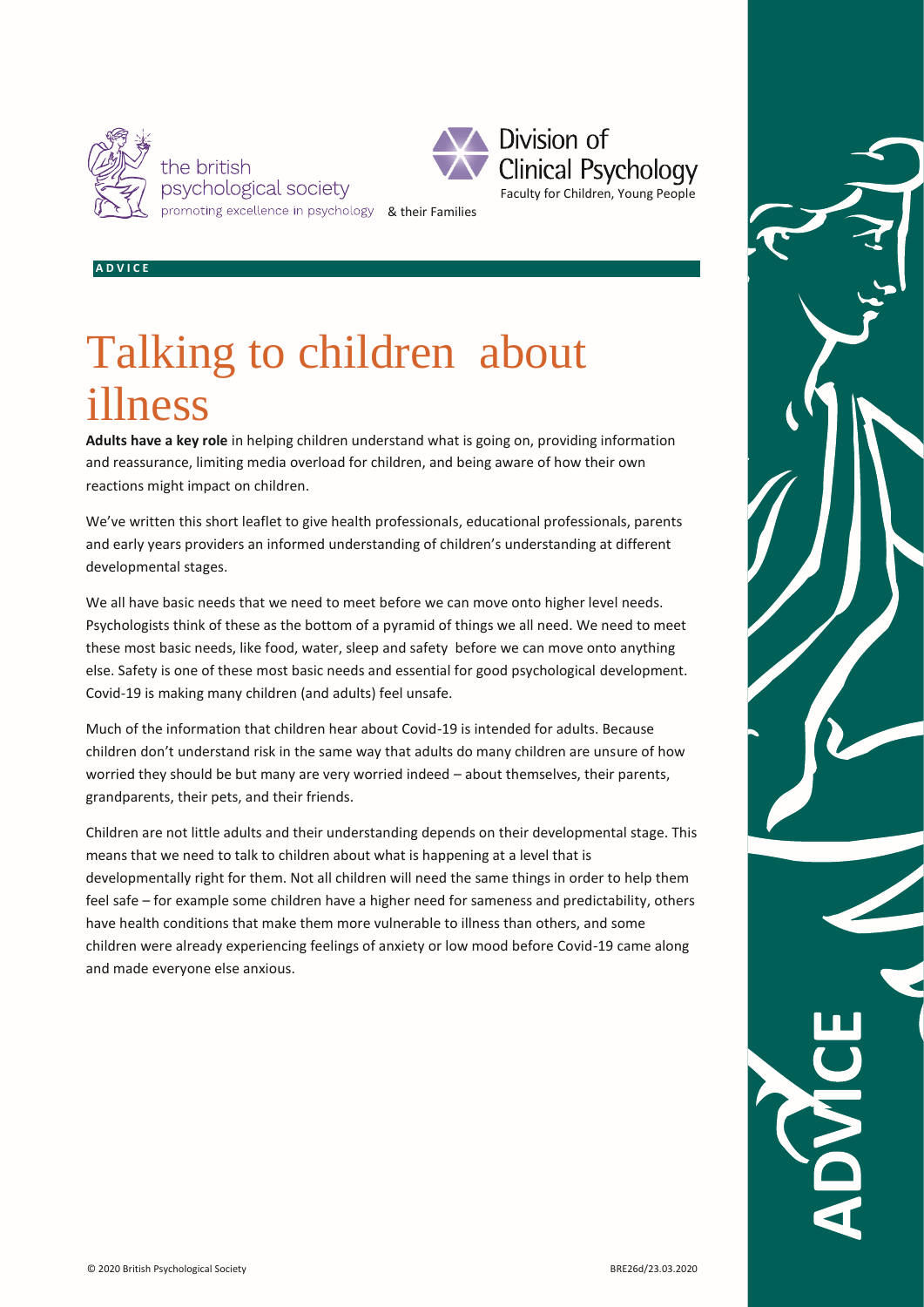the british psychological society
promoting excellence in psychology

Division of Clinical Psychology
Faculty for Children, Young People & their Families

**ADVICE**

# Talking to children about illness

**Adults have a key role** in helping children understand what is going on, providing information and reassurance, limiting media overload for children, and being aware of how their own reactions might impact on children.

We've written this short leaflet to give health professionals, educational professionals, parents and early years providers an informed understanding of children's understanding at different developmental stages.

We all have basic needs that we need to meet before we can move onto higher level needs. Psychologists think of these as the bottom of a pyramid of things we all need. We need to meet these most basic needs, like food, water, sleep and safety before we can move onto anything else. Safety is one of these most basic needs and essential for good psychological development. Covid-19 is making many children (and adults) feel unsafe.

Much of the information that children hear about Covid-19 is intended for adults. Because children don't understand risk in the same way that adults do many children are unsure of how worried they should be but many are very worried indeed – about themselves, their parents, grandparents, their pets, and their friends.

Children are not little adults and their understanding depends on their developmental stage. This means that we need to talk to children about what is happening at a level that is developmentally right for them. Not all children will need the same things in order to help them feel safe – for example some children have a higher need for sameness and predictability, others have health conditions that make them more vulnerable to illness than others, and some children were already experiencing feelings of anxiety or low mood before Covid-19 came along and made everyone else anxious.

ADVICE

© 2020 British Psychological Society

BRE26d/23.03.2020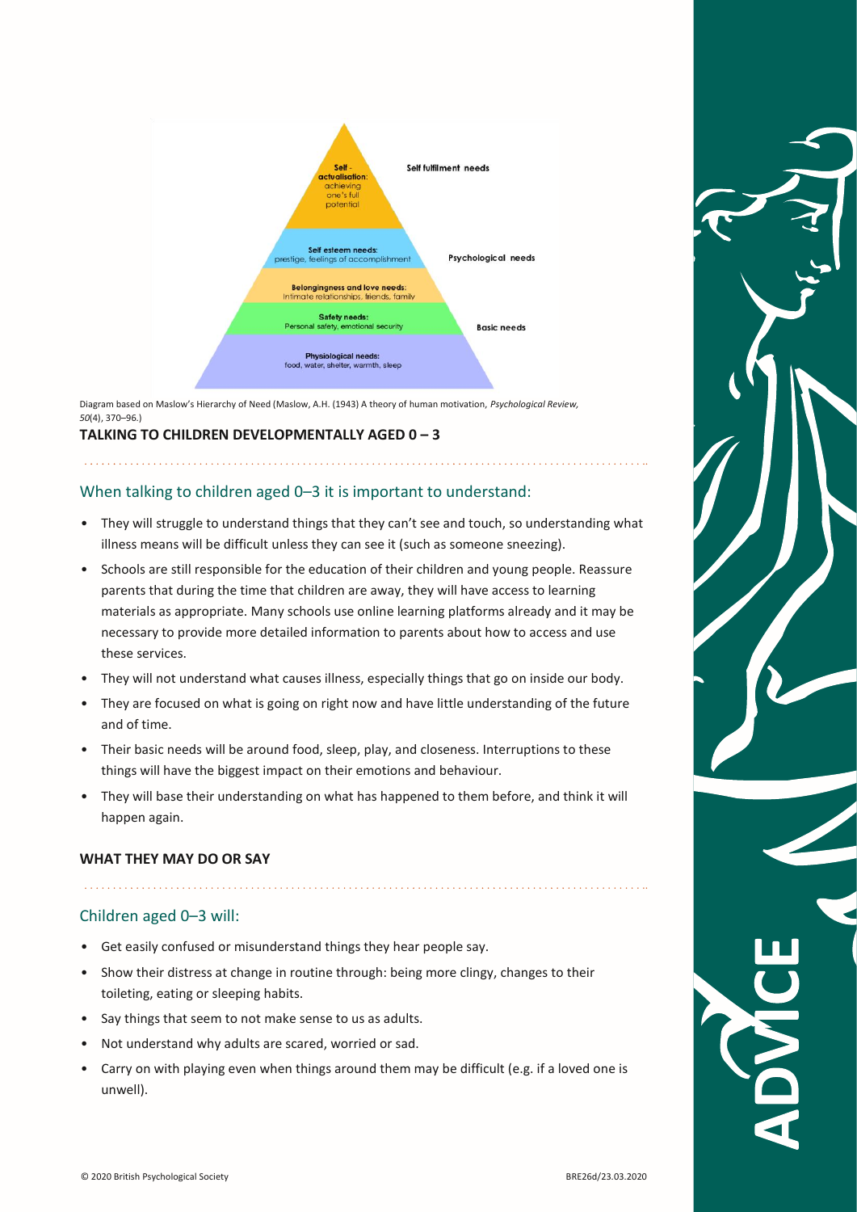Self - actualisation: achieving one's full potential

Self fulfilment needs

Self esteem needs: prestige, feelings of accomplishment

Psychological needs

Belongingness and love needs: Intimate relationships, friends, family

Safety needs: Personal safety, emotional security

Basic needs

Physiological needs: food, water, shelter, warmth, sleep

Diagram based on Maslow's Hierarchy of Need (Maslow, A.H. (1943) A theory of human motivation, *Psychological Review, 50*(4), 370–96.)

**TALKING TO CHILDREN DEVELOPMENTALLY AGED 0 – 3**

## When talking to children aged 0–3 it is important to understand:

- They will struggle to understand things that they can't see and touch, so understanding what illness means will be difficult unless they can see it (such as someone sneezing).
- Schools are still responsible for the education of their children and young people. Reassure parents that during the time that children are away, they will have access to learning materials as appropriate. Many schools use online learning platforms already and it may be necessary to provide more detailed information to parents about how to access and use these services.
- They will not understand what causes illness, especially things that go on inside our body.
- They are focused on what is going on right now and have little understanding of the future and of time.
- Their basic needs will be around food, sleep, play, and closeness. Interruptions to these things will have the biggest impact on their emotions and behaviour.
- They will base their understanding on what has happened to them before, and think it will happen again.

**WHAT THEY MAY DO OR SAY**

## Children aged 0–3 will:

- Get easily confused or misunderstand things they hear people say.
- Show their distress at change in routine through: being more clingy, changes to their toileting, eating or sleeping habits.
- Say things that seem to not make sense to us as adults.
- Not understand why adults are scared, worried or sad.
- Carry on with playing even when things around them may be difficult (e.g. if a loved one is unwell).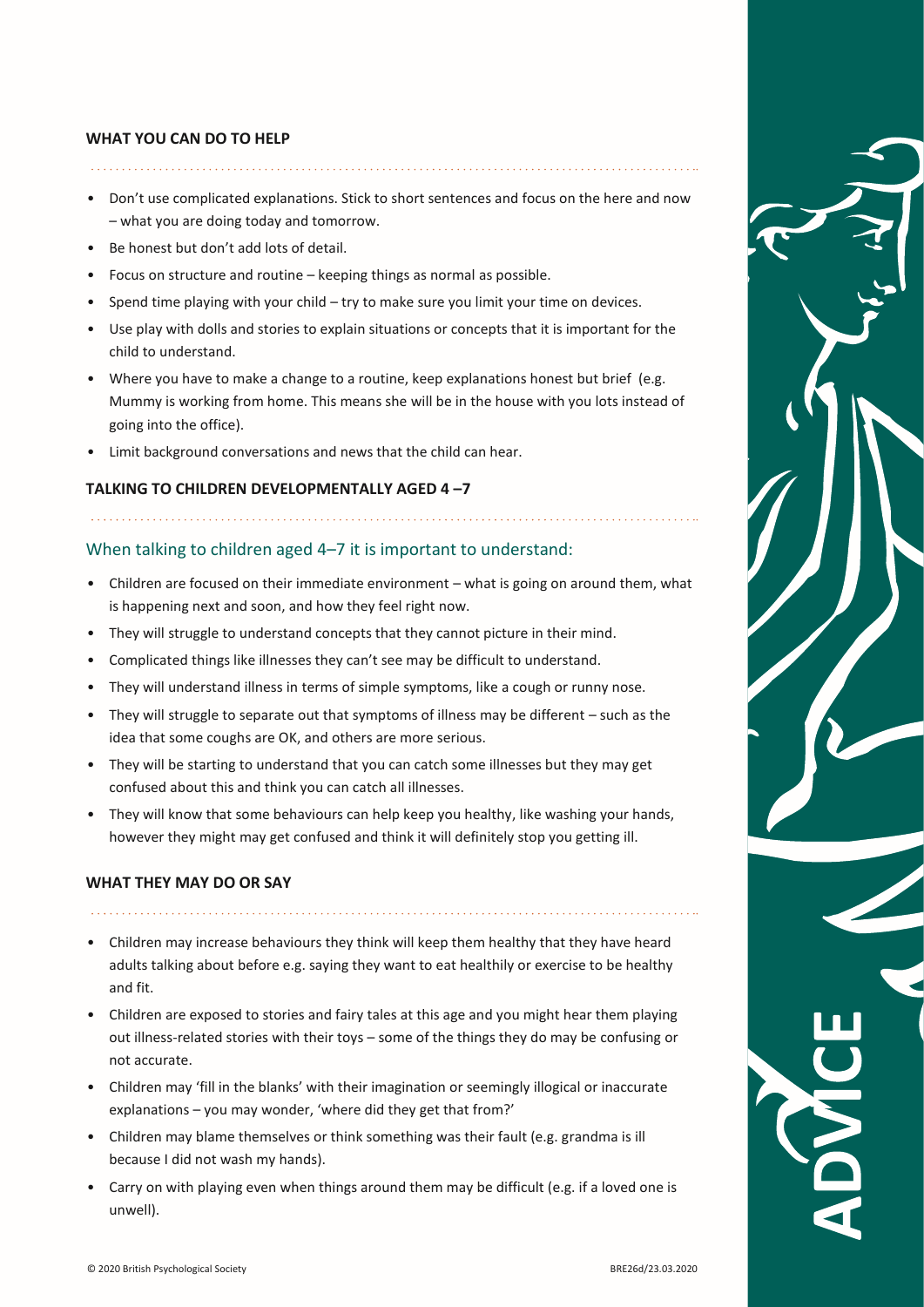## WHAT YOU CAN DO TO HELP

- Don't use complicated explanations. Stick to short sentences and focus on the here and now – what you are doing today and tomorrow.
- Be honest but don't add lots of detail.
- Focus on structure and routine – keeping things as normal as possible.
- Spend time playing with your child – try to make sure you limit your time on devices.
- Use play with dolls and stories to explain situations or concepts that it is important for the child to understand.
- Where you have to make a change to a routine, keep explanations honest but brief (e.g. Mummy is working from home. This means she will be in the house with you lots instead of going into the office).
- Limit background conversations and news that the child can hear.

## TALKING TO CHILDREN DEVELOPMENTALLY AGED 4 –7

### When talking to children aged 4–7 it is important to understand:

- Children are focused on their immediate environment – what is going on around them, what is happening next and soon, and how they feel right now.
- They will struggle to understand concepts that they cannot picture in their mind.
- Complicated things like illnesses they can't see may be difficult to understand.
- They will understand illness in terms of simple symptoms, like a cough or runny nose.
- They will struggle to separate out that symptoms of illness may be different – such as the idea that some coughs are OK, and others are more serious.
- They will be starting to understand that you can catch some illnesses but they may get confused about this and think you can catch all illnesses.
- They will know that some behaviours can help keep you healthy, like washing your hands, however they might may get confused and think it will definitely stop you getting ill.

## WHAT THEY MAY DO OR SAY

- Children may increase behaviours they think will keep them healthy that they have heard adults talking about before e.g. saying they want to eat healthily or exercise to be healthy and fit.
- Children are exposed to stories and fairy tales at this age and you might hear them playing out illness-related stories with their toys – some of the things they do may be confusing or not accurate.
- Children may 'fill in the blanks' with their imagination or seemingly illogical or inaccurate explanations – you may wonder, 'where did they get that from?'
- Children may blame themselves or think something was their fault (e.g. grandma is ill because I did not wash my hands).
- Carry on with playing even when things around them may be difficult (e.g. if a loved one is unwell).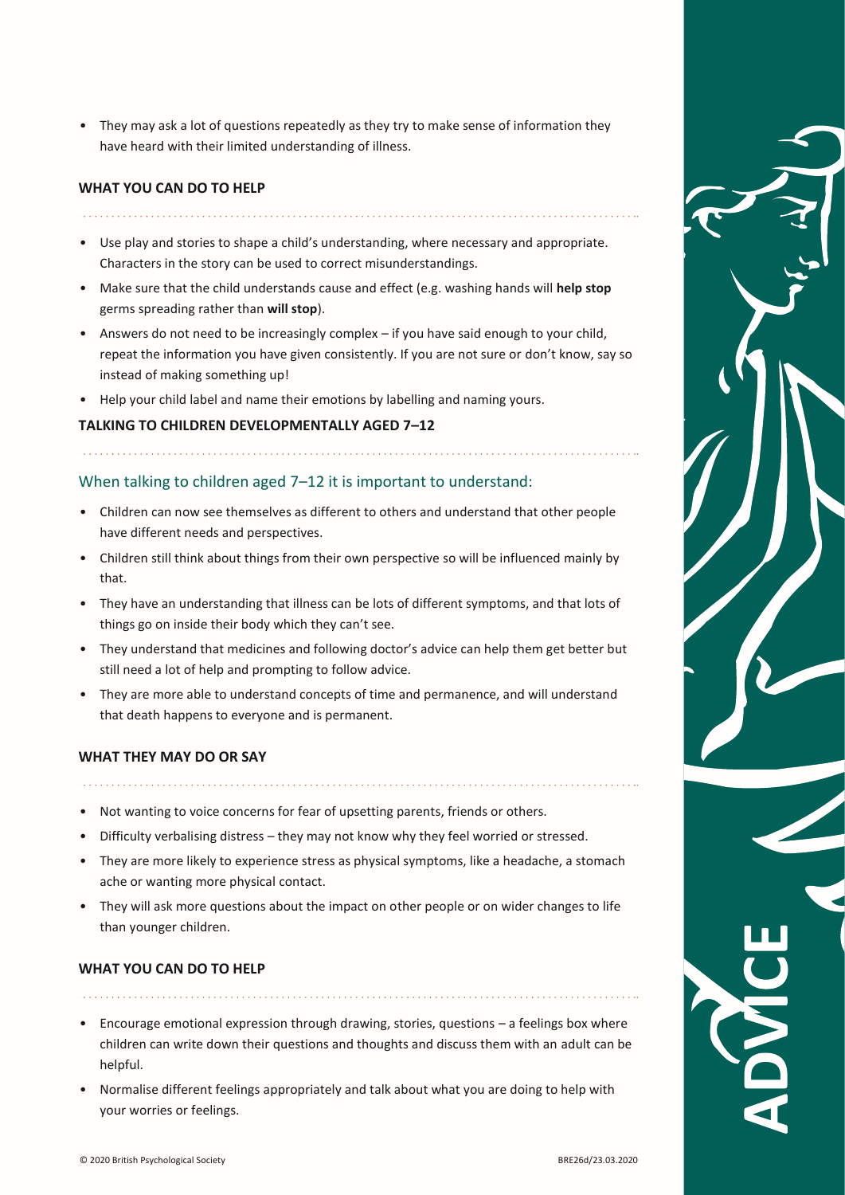- They may ask a lot of questions repeatedly as they try to make sense of information they have heard with their limited understanding of illness.

### WHAT YOU CAN DO TO HELP

- Use play and stories to shape a child's understanding, where necessary and appropriate. Characters in the story can be used to correct misunderstandings.
- Make sure that the child understands cause and effect (e.g. washing hands will **help stop** germs spreading rather than **will stop**).
- Answers do not need to be increasingly complex – if you have said enough to your child, repeat the information you have given consistently. If you are not sure or don't know, say so instead of making something up!
- Help your child label and name their emotions by labelling and naming yours.

### TALKING TO CHILDREN DEVELOPMENTALLY AGED 7–12

#### When talking to children aged 7–12 it is important to understand:

- Children can now see themselves as different to others and understand that other people have different needs and perspectives.
- Children still think about things from their own perspective so will be influenced mainly by that.
- They have an understanding that illness can be lots of different symptoms, and that lots of things go on inside their body which they can't see.
- They understand that medicines and following doctor's advice can help them get better but still need a lot of help and prompting to follow advice.
- They are more able to understand concepts of time and permanence, and will understand that death happens to everyone and is permanent.

### WHAT THEY MAY DO OR SAY

- Not wanting to voice concerns for fear of upsetting parents, friends or others.
- Difficulty verbalising distress – they may not know why they feel worried or stressed.
- They are more likely to experience stress as physical symptoms, like a headache, a stomach ache or wanting more physical contact.
- They will ask more questions about the impact on other people or on wider changes to life than younger children.

### WHAT YOU CAN DO TO HELP

- Encourage emotional expression through drawing, stories, questions – a feelings box where children can write down their questions and thoughts and discuss them with an adult can be helpful.
- Normalise different feelings appropriately and talk about what you are doing to help with your worries or feelings.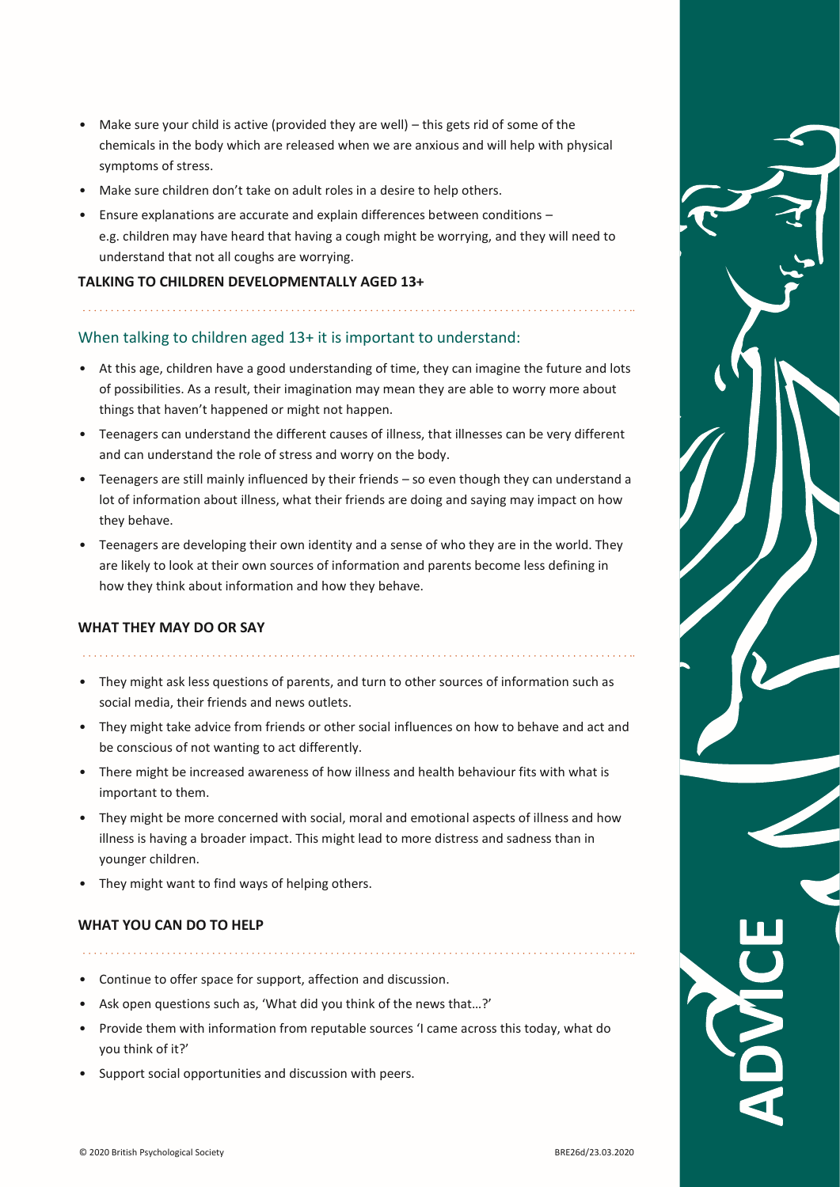- Make sure your child is active (provided they are well) – this gets rid of some of the chemicals in the body which are released when we are anxious and will help with physical symptoms of stress.
- Make sure children don't take on adult roles in a desire to help others.
- Ensure explanations are accurate and explain differences between conditions – e.g. children may have heard that having a cough might be worrying, and they will need to understand that not all coughs are worrying.

**TALKING TO CHILDREN DEVELOPMENTALLY AGED 13+**

## When talking to children aged 13+ it is important to understand:

- At this age, children have a good understanding of time, they can imagine the future and lots of possibilities. As a result, their imagination may mean they are able to worry more about things that haven't happened or might not happen.
- Teenagers can understand the different causes of illness, that illnesses can be very different and can understand the role of stress and worry on the body.
- Teenagers are still mainly influenced by their friends – so even though they can understand a lot of information about illness, what their friends are doing and saying may impact on how they behave.
- Teenagers are developing their own identity and a sense of who they are in the world. They are likely to look at their own sources of information and parents become less defining in how they think about information and how they behave.

**WHAT THEY MAY DO OR SAY**

- They might ask less questions of parents, and turn to other sources of information such as social media, their friends and news outlets.
- They might take advice from friends or other social influences on how to behave and act and be conscious of not wanting to act differently.
- There might be increased awareness of how illness and health behaviour fits with what is important to them.
- They might be more concerned with social, moral and emotional aspects of illness and how illness is having a broader impact. This might lead to more distress and sadness than in younger children.
- They might want to find ways of helping others.

**WHAT YOU CAN DO TO HELP**

- Continue to offer space for support, affection and discussion.
- Ask open questions such as, 'What did you think of the news that…?'
- Provide them with information from reputable sources 'I came across this today, what do you think of it?'
- Support social opportunities and discussion with peers.

© 2020 British Psychological Society BRE26d/23.03.2020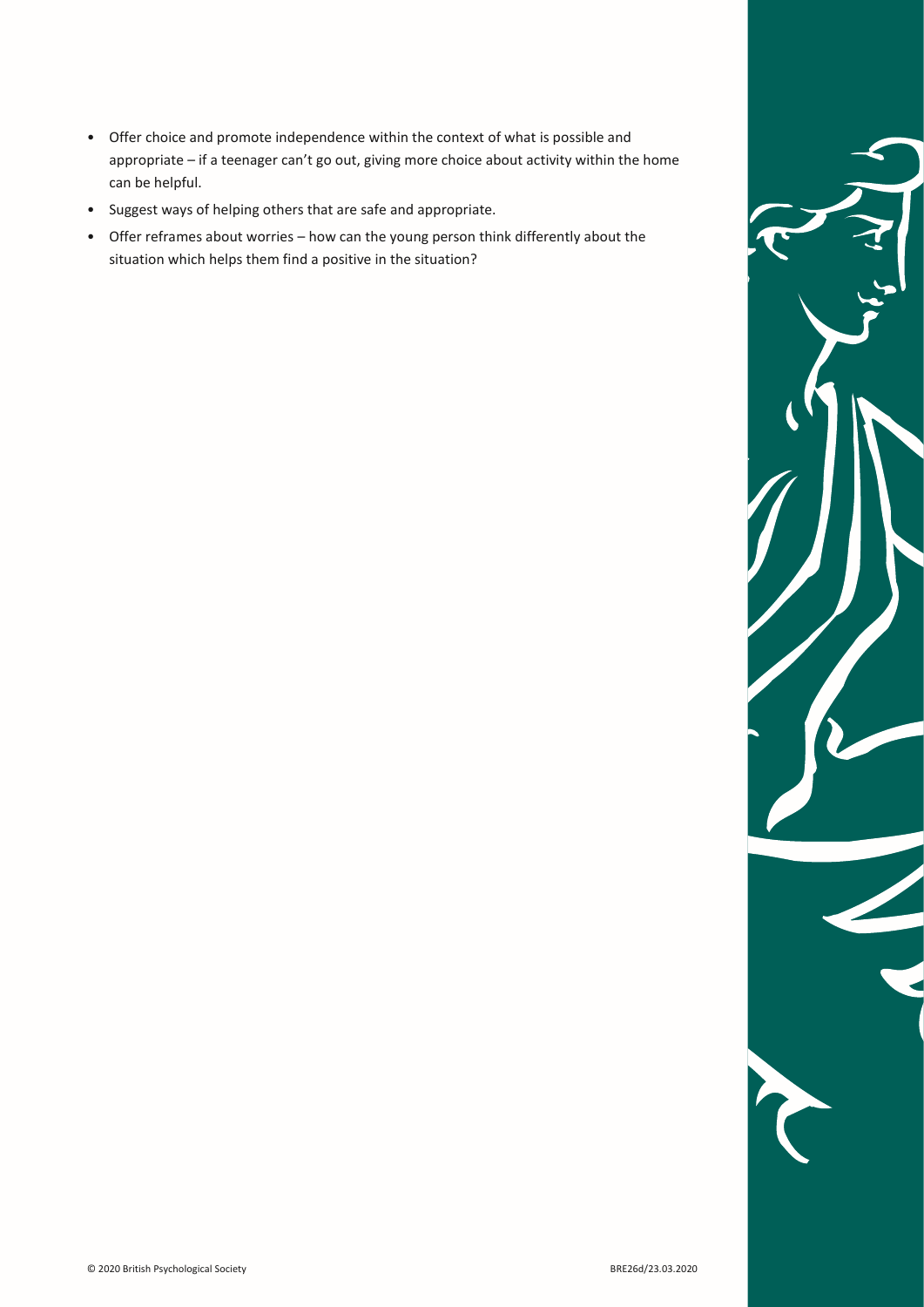- Offer choice and promote independence within the context of what is possible and appropriate – if a teenager can't go out, giving more choice about activity within the home can be helpful.
- Suggest ways of helping others that are safe and appropriate.
- Offer reframes about worries – how can the young person think differently about the situation which helps them find a positive in the situation?

© 2020 British Psychological Society BRE26d/23.03.2020